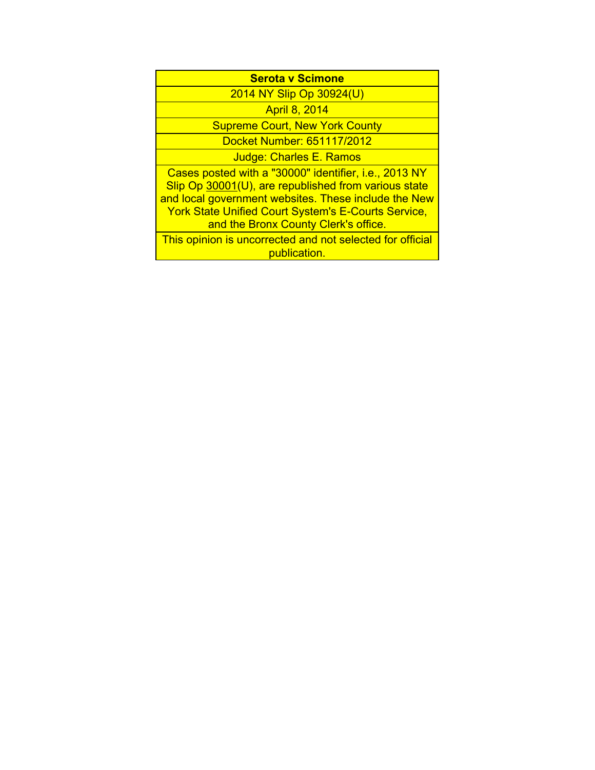**Serota v Scimone**

2014 NY Slip Op 30924(U)

April 8, 2014

Supreme Court, New York County

Docket Number: 651117/2012

Judge: Charles E. Ramos

Cases posted with a "30000" identifier, i.e., 2013 NY Slip Op 30001(U), are republished from various state and local government websites. These include the New York State Unified Court System's E-Courts Service, and the Bronx County Clerk's office.

This opinion is uncorrected and not selected for official publication.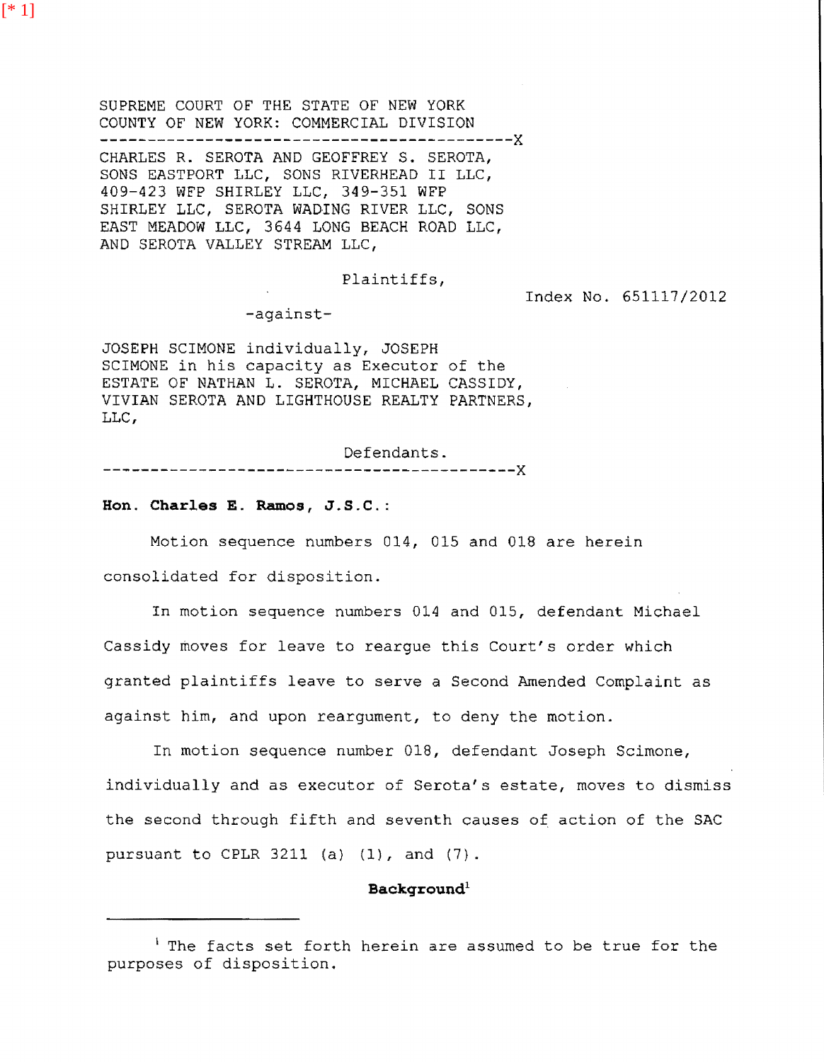SUPREME COURT OF THE STATE OF NEW YORK
COUNTY OF NEW YORK: COMMERCIAL DIVISION

---

CHARLES R. SEROTA AND GEOFFREY S. SEROTA, SONS EASTPORT LLC, SONS RIVERHEAD II LLC, 409-423 WFP SHIRLEY LLC, 349-351 WFP SHIRLEY LLC, SEROTA WADING RIVER LLC, SONS EAST MEADOW LLC, 3644 LONG BEACH ROAD LLC, AND SEROTA VALLEY STREAM LLC,

Plaintiffs,

Index No. 651117/2012

-against-

JOSEPH SCIMONE individually, JOSEPH SCIMONE in his capacity as Executor of the ESTATE OF NATHAN L. SEROTA, MICHAEL CASSIDY, VIVIAN SEROTA AND LIGHTHOUSE REALTY PARTNERS, LLC,

Defendants.

---

**Hon. Charles E. Ramos, J.S.C.:**

Motion sequence numbers 014, 015 and 018 are herein consolidated for disposition.

In motion sequence numbers 014 and 015, defendant Michael Cassidy moves for leave to reargue this Court's order which granted plaintiffs leave to serve a Second Amended Complaint as against him, and upon reargument, to deny the motion.

In motion sequence number 018, defendant Joseph Scimone, individually and as executor of Serota's estate, moves to dismiss the second through fifth and seventh causes of action of the SAC pursuant to CPLR 3211 (a) (1), and (7).

**Background**[1]

---

[1] The facts set forth herein are assumed to be true for the purposes of disposition.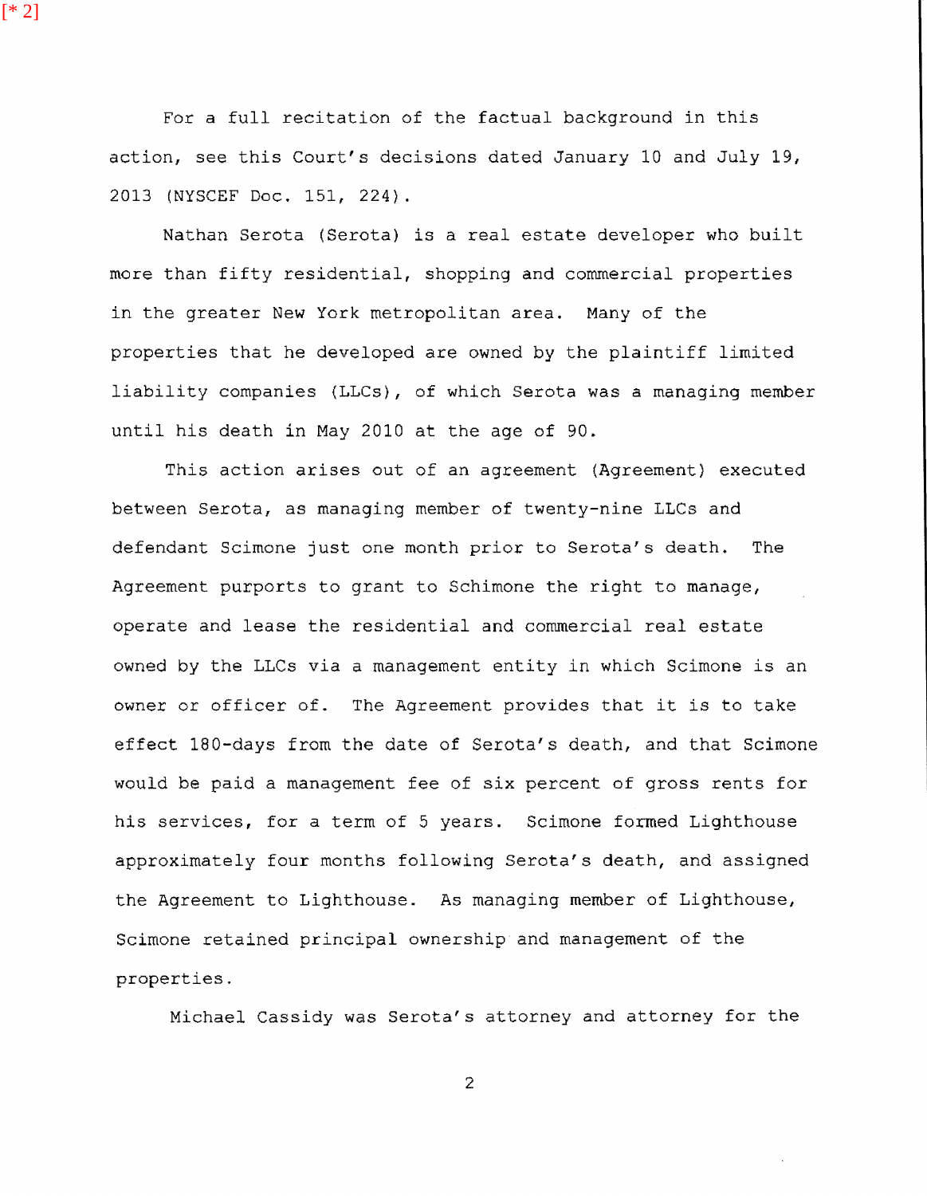For a full recitation of the factual background in this action, see this Court's decisions dated January 10 and July 19, 2013 (NYSCEF Doc. 151, 224).

Nathan Serota (Serota) is a real estate developer who built more than fifty residential, shopping and commercial properties in the greater New York metropolitan area. Many of the properties that he developed are owned by the plaintiff limited liability companies (LLCs), of which Serota was a managing member until his death in May 2010 at the age of 90.

This action arises out of an agreement (Agreement) executed between Serota, as managing member of twenty-nine LLCs and defendant Scimone just one month prior to Serota's death. The Agreement purports to grant to Schimone the right to manage, operate and lease the residential and commercial real estate owned by the LLCs via a management entity in which Scimone is an owner or officer of. The Agreement provides that it is to take effect 180-days from the date of Serota's death, and that Scimone would be paid a management fee of six percent of gross rents for his services, for a term of 5 years. Scimone formed Lighthouse approximately four months following Serota's death, and assigned the Agreement to Lighthouse. As managing member of Lighthouse, Scimone retained principal ownership and management of the properties.

Michael Cassidy was Serota's attorney and attorney for the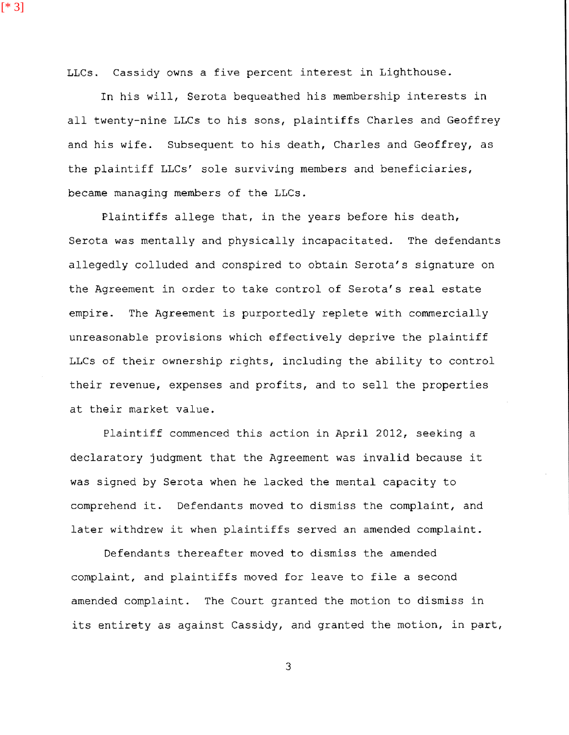LLCs. Cassidy owns a five percent interest in Lighthouse.

In his will, Serota bequeathed his membership interests in all twenty-nine LLCs to his sons, plaintiffs Charles and Geoffrey and his wife. Subsequent to his death, Charles and Geoffrey, as the plaintiff LLCs' sole surviving members and beneficiaries, became managing members of the LLCs.

Plaintiffs allege that, in the years before his death, Serota was mentally and physically incapacitated. The defendants allegedly colluded and conspired to obtain Serota's signature on the Agreement in order to take control of Serota's real estate empire. The Agreement is purportedly replete with commercially unreasonable provisions which effectively deprive the plaintiff LLCs of their ownership rights, including the ability to control their revenue, expenses and profits, and to sell the properties at their market value.

Plaintiff commenced this action in April 2012, seeking a declaratory judgment that the Agreement was invalid because it was signed by Serota when he lacked the mental capacity to comprehend it. Defendants moved to dismiss the complaint, and later withdrew it when plaintiffs served an amended complaint.

Defendants thereafter moved to dismiss the amended complaint, and plaintiffs moved for leave to file a second amended complaint. The Court granted the motion to dismiss in its entirety as against Cassidy, and granted the motion, in part,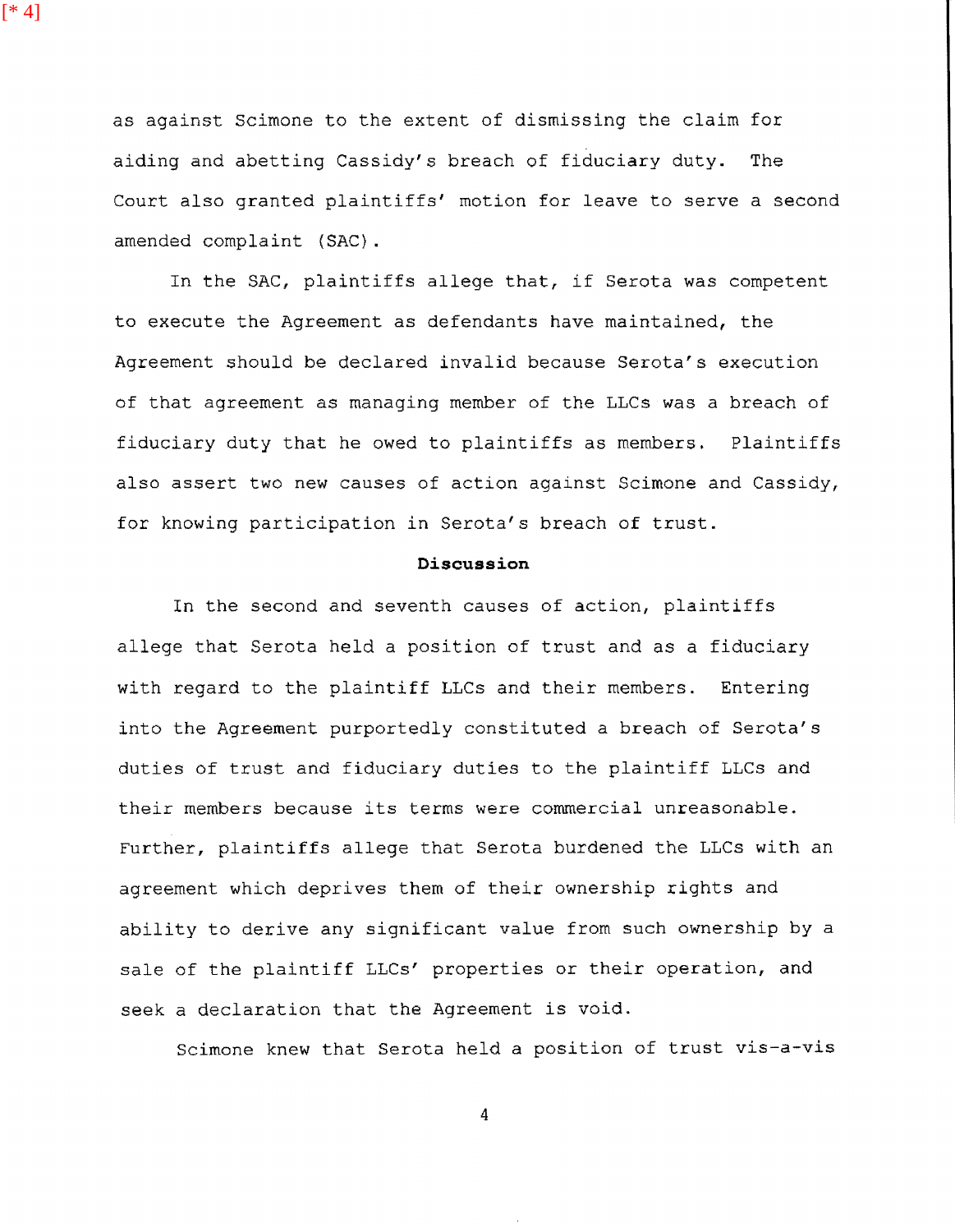as against Scimone to the extent of dismissing the claim for aiding and abetting Cassidy's breach of fiduciary duty. The Court also granted plaintiffs' motion for leave to serve a second amended complaint (SAC).

In the SAC, plaintiffs allege that, if Serota was competent to execute the Agreement as defendants have maintained, the Agreement should be declared invalid because Serota's execution of that agreement as managing member of the LLCs was a breach of fiduciary duty that he owed to plaintiffs as members. Plaintiffs also assert two new causes of action against Scimone and Cassidy, for knowing participation in Serota's breach of trust.

**Discussion**

In the second and seventh causes of action, plaintiffs allege that Serota held a position of trust and as a fiduciary with regard to the plaintiff LLCs and their members. Entering into the Agreement purportedly constituted a breach of Serota's duties of trust and fiduciary duties to the plaintiff LLCs and their members because its terms were commercial unreasonable. Further, plaintiffs allege that Serota burdened the LLCs with an agreement which deprives them of their ownership rights and ability to derive any significant value from such ownership by a sale of the plaintiff LLCs' properties or their operation, and seek a declaration that the Agreement is void.

Scimone knew that Serota held a position of trust vis-a-vis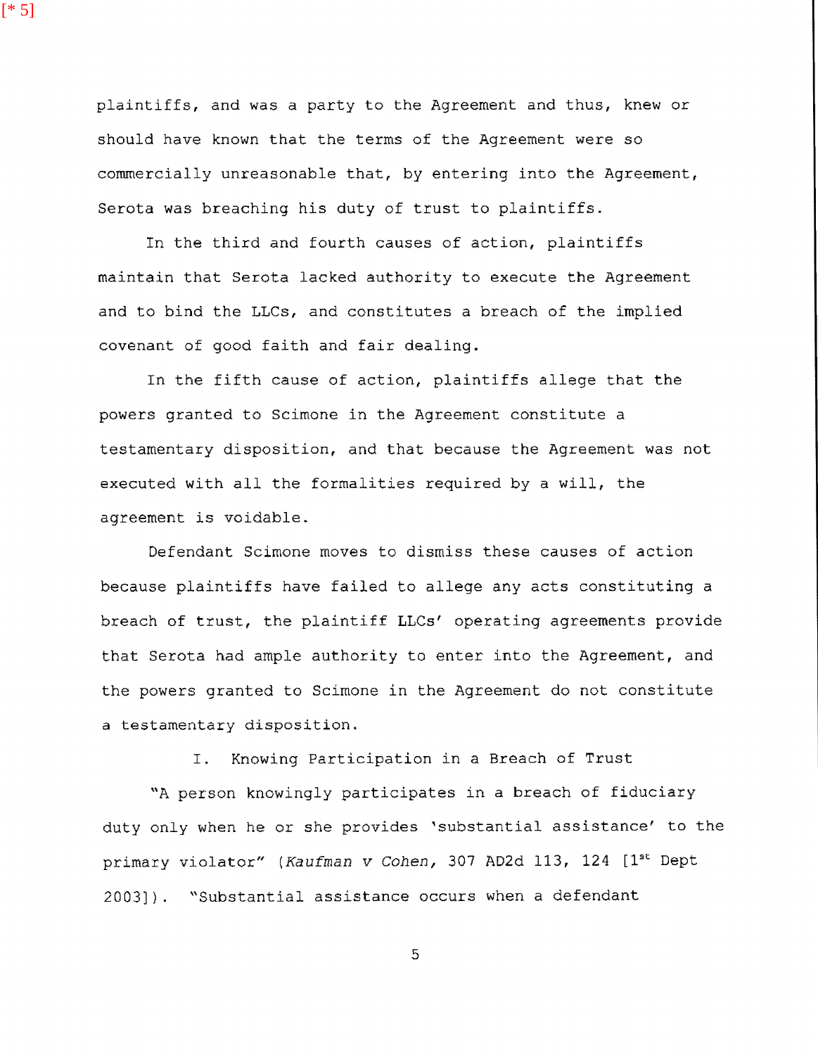plaintiffs, and was a party to the Agreement and thus, knew or should have known that the terms of the Agreement were so commercially unreasonable that, by entering into the Agreement, Serota was breaching his duty of trust to plaintiffs.

In the third and fourth causes of action, plaintiffs maintain that Serota lacked authority to execute the Agreement and to bind the LLCs, and constitutes a breach of the implied covenant of good faith and fair dealing.

In the fifth cause of action, plaintiffs allege that the powers granted to Scimone in the Agreement constitute a testamentary disposition, and that because the Agreement was not executed with all the formalities required by a will, the agreement is voidable.

Defendant Scimone moves to dismiss these causes of action because plaintiffs have failed to allege any acts constituting a breach of trust, the plaintiff LLCs' operating agreements provide that Serota had ample authority to enter into the Agreement, and the powers granted to Scimone in the Agreement do not constitute a testamentary disposition.

## I. Knowing Participation in a Breach of Trust

"A person knowingly participates in a breach of fiduciary duty only when he or she provides 'substantial assistance' to the primary violator" (*Kaufman v Cohen*, 307 AD2d 113, 124 [1st Dept 2003]). "Substantial assistance occurs when a defendant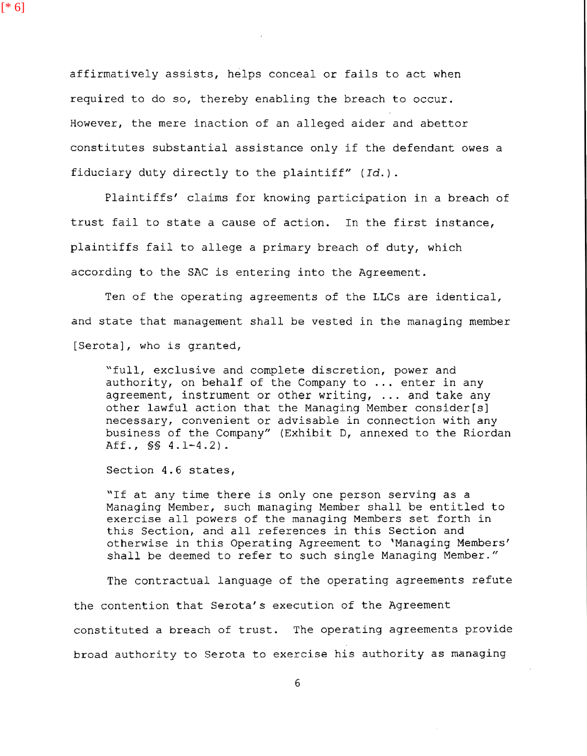[* 6]

affirmatively assists, helps conceal or fails to act when required to do so, thereby enabling the breach to occur. However, the mere inaction of an alleged aider and abettor constitutes substantial assistance only if the defendant owes a fiduciary duty directly to the plaintiff" (*Id.*).

Plaintiffs' claims for knowing participation in a breach of trust fail to state a cause of action. In the first instance, plaintiffs fail to allege a primary breach of duty, which according to the SAC is entering into the Agreement.

Ten of the operating agreements of the LLCs are identical, and state that management shall be vested in the managing member [Serota], who is granted,

> "full, exclusive and complete discretion, power and authority, on behalf of the Company to ... enter in any agreement, instrument or other writing, ... and take any other lawful action that the Managing Member consider[s] necessary, convenient or advisable in connection with any business of the Company" (Exhibit D, annexed to the Riordan Aff., §§ 4.1-4.2).

Section 4.6 states,

> "If at any time there is only one person serving as a Managing Member, such managing Member shall be entitled to exercise all powers of the managing Members set forth in this Section, and all references in this Section and otherwise in this Operating Agreement to 'Managing Members' shall be deemed to refer to such single Managing Member."

The contractual language of the operating agreements refute the contention that Serota's execution of the Agreement constituted a breach of trust. The operating agreements provide broad authority to Serota to exercise his authority as managing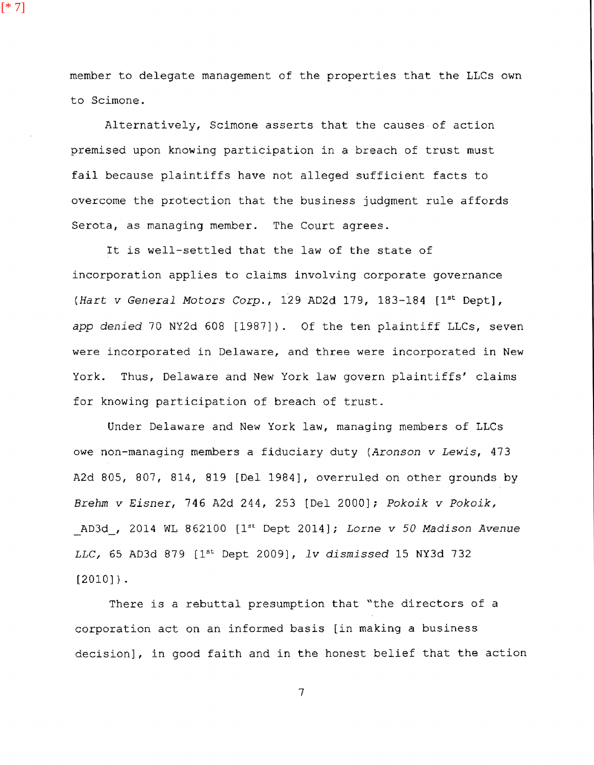member to delegate management of the properties that the LLCs own to Scimone.

Alternatively, Scimone asserts that the causes of action premised upon knowing participation in a breach of trust must fail because plaintiffs have not alleged sufficient facts to overcome the protection that the business judgment rule affords Serota, as managing member. The Court agrees.

It is well-settled that the law of the state of incorporation applies to claims involving corporate governance (*Hart v General Motors Corp.*, 129 AD2d 179, 183-184 [1st Dept], *app denied* 70 NY2d 608 [1987]). Of the ten plaintiff LLCs, seven were incorporated in Delaware, and three were incorporated in New York. Thus, Delaware and New York law govern plaintiffs' claims for knowing participation of breach of trust.

Under Delaware and New York law, managing members of LLCs owe non-managing members a fiduciary duty (*Aronson v Lewis*, 473 A2d 805, 807, 814, 819 [Del 1984], overruled on other grounds by *Brehm v Eisner*, 746 A2d 244, 253 [Del 2000]; *Pokoik v Pokoik*, _AD3d_, 2014 WL 862100 [1st Dept 2014]; *Lorne v 50 Madison Avenue LLC*, 65 AD3d 879 [1st Dept 2009], *lv dismissed* 15 NY3d 732 [2010]).

There is a rebuttal presumption that "the directors of a corporation act on an informed basis [in making a business decision], in good faith and in the honest belief that the action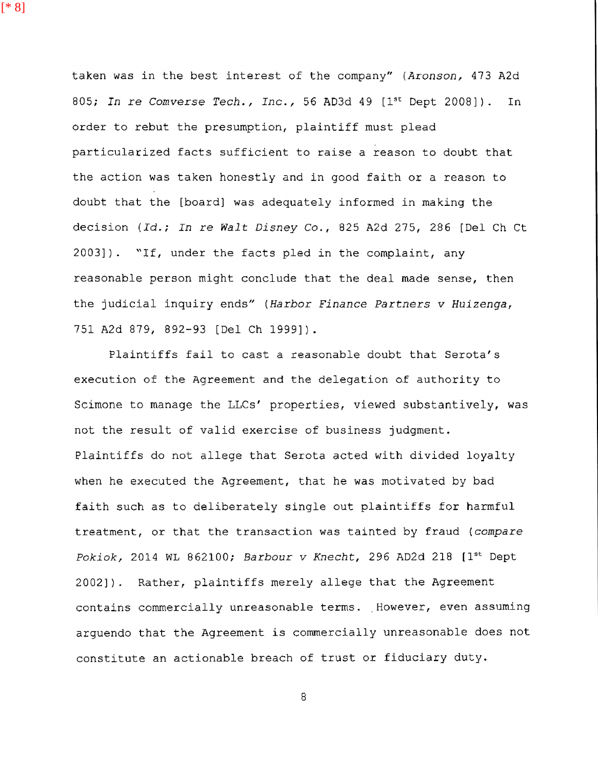taken was in the best interest of the company" (*Aronson*, 473 A2d 805; *In re Comverse Tech., Inc.*, 56 AD3d 49 [1st Dept 2008]). In order to rebut the presumption, plaintiff must plead particularized facts sufficient to raise a reason to doubt that the action was taken honestly and in good faith or a reason to doubt that the [board] was adequately informed in making the decision (*Id.*; *In re Walt Disney Co.*, 825 A2d 275, 286 [Del Ch Ct 2003]). "If, under the facts pled in the complaint, any reasonable person might conclude that the deal made sense, then the judicial inquiry ends" (*Harbor Finance Partners v Huizenga*, 751 A2d 879, 892-93 [Del Ch 1999]).

Plaintiffs fail to cast a reasonable doubt that Serota's execution of the Agreement and the delegation of authority to Scimone to manage the LLCs' properties, viewed substantively, was not the result of valid exercise of business judgment. Plaintiffs do not allege that Serota acted with divided loyalty when he executed the Agreement, that he was motivated by bad faith such as to deliberately single out plaintiffs for harmful treatment, or that the transaction was tainted by fraud (*compare Pokiok*, 2014 WL 862100; *Barbour v Knecht*, 296 AD2d 218 [1st Dept 2002]). Rather, plaintiffs merely allege that the Agreement contains commercially unreasonable terms. However, even assuming arguendo that the Agreement is commercially unreasonable does not constitute an actionable breach of trust or fiduciary duty.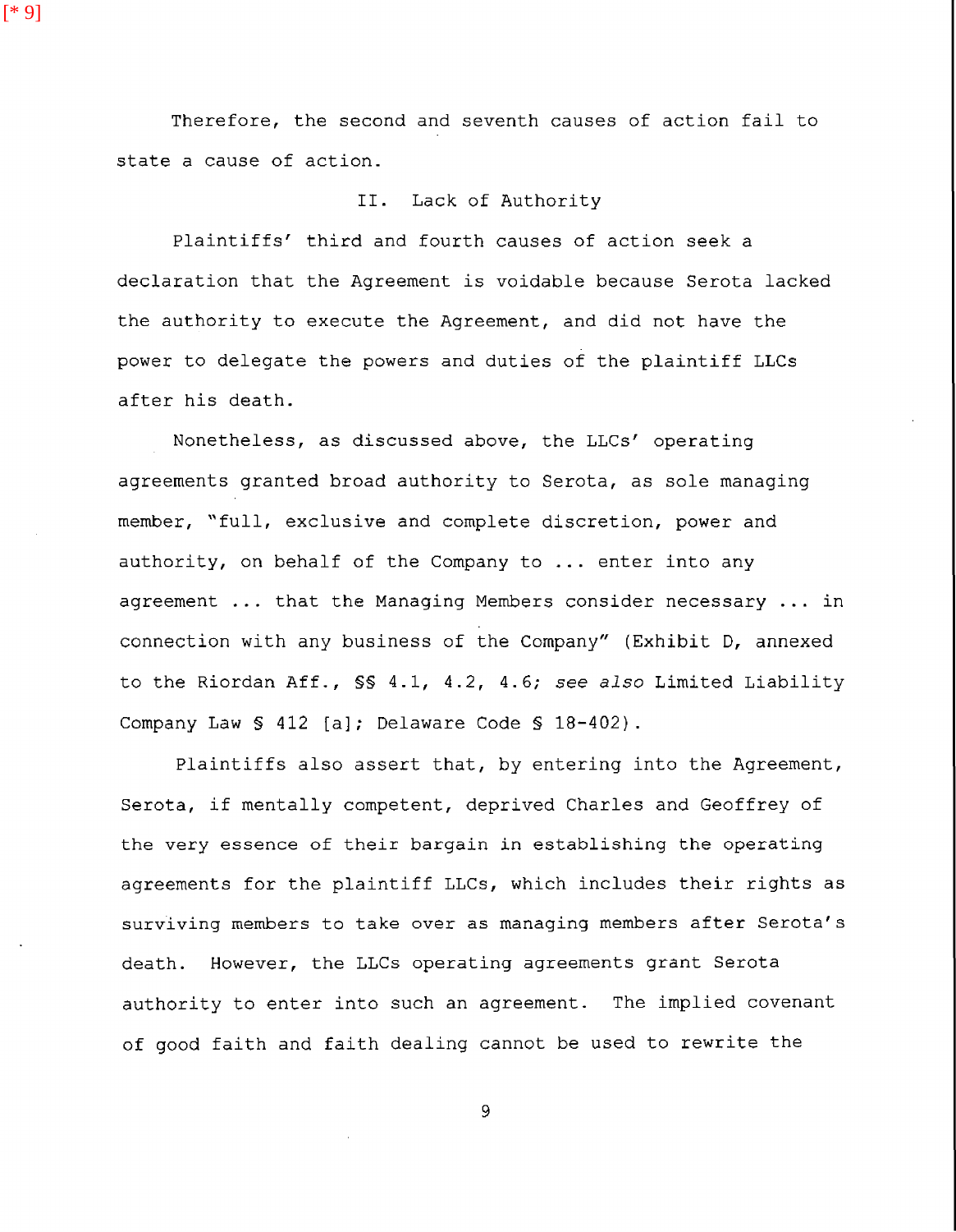Therefore, the second and seventh causes of action fail to state a cause of action.

## II. Lack of Authority

Plaintiffs' third and fourth causes of action seek a declaration that the Agreement is voidable because Serota lacked the authority to execute the Agreement, and did not have the power to delegate the powers and duties of the plaintiff LLCs after his death.

Nonetheless, as discussed above, the LLCs' operating agreements granted broad authority to Serota, as sole managing member, "full, exclusive and complete discretion, power and authority, on behalf of the Company to ... enter into any agreement ... that the Managing Members consider necessary ... in connection with any business of the Company" (Exhibit D, annexed to the Riordan Aff., §§ 4.1, 4.2, 4.6; *see also* Limited Liability Company Law § 412 [a]; Delaware Code § 18-402).

Plaintiffs also assert that, by entering into the Agreement, Serota, if mentally competent, deprived Charles and Geoffrey of the very essence of their bargain in establishing the operating agreements for the plaintiff LLCs, which includes their rights as surviving members to take over as managing members after Serota's death. However, the LLCs operating agreements grant Serota authority to enter into such an agreement. The implied covenant of good faith and faith dealing cannot be used to rewrite the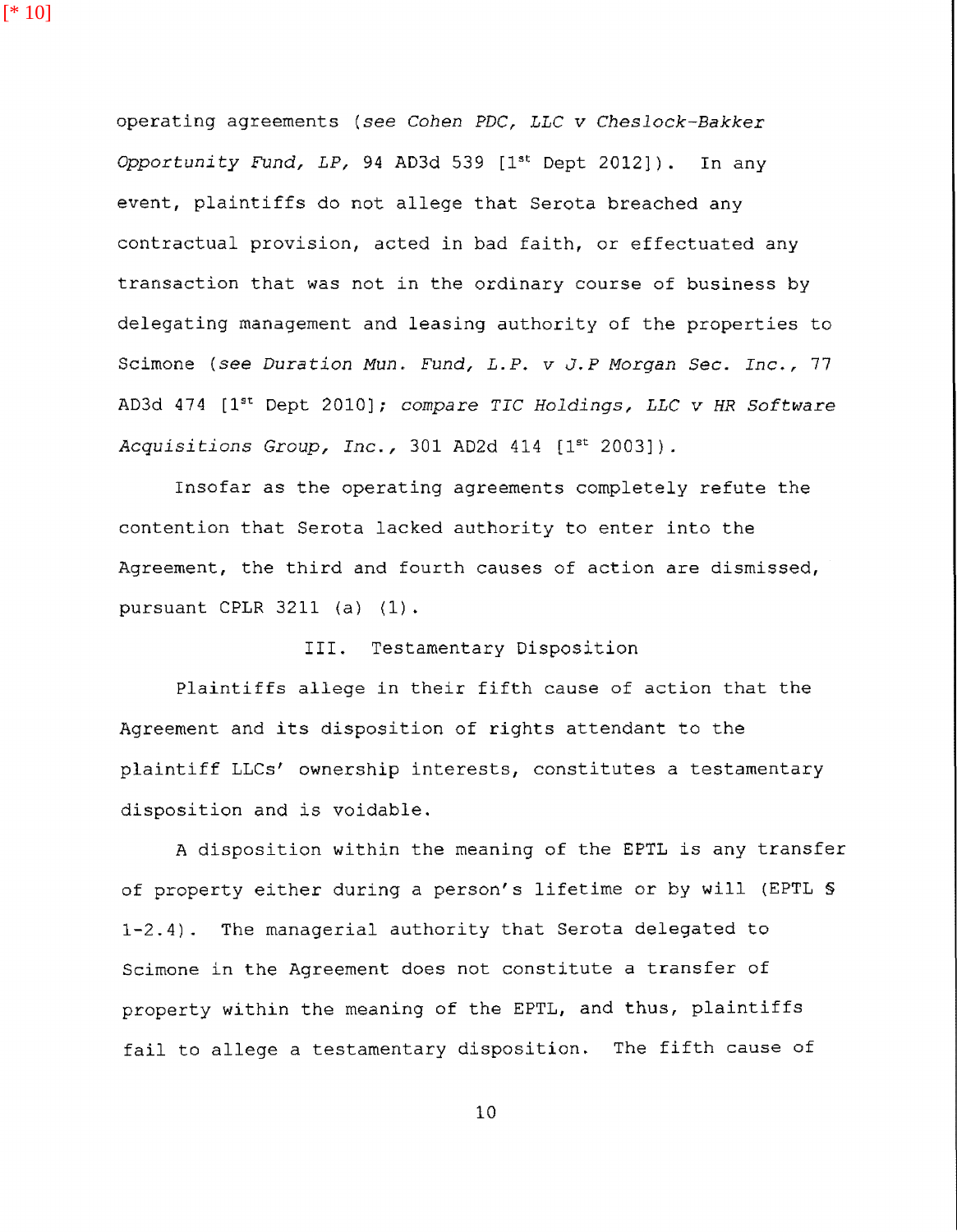operating agreements (*see Cohen PDC, LLC v Cheslock-Bakker Opportunity Fund, LP*, 94 AD3d 539 [1st Dept 2012]). In any event, plaintiffs do not allege that Serota breached any contractual provision, acted in bad faith, or effectuated any transaction that was not in the ordinary course of business by delegating management and leasing authority of the properties to Scimone (*see Duration Mun. Fund, L.P. v J.P Morgan Sec. Inc.*, 77 AD3d 474 [1st Dept 2010]; *compare TIC Holdings, LLC v HR Software Acquisitions Group, Inc.*, 301 AD2d 414 [1st 2003]).

Insofar as the operating agreements completely refute the contention that Serota lacked authority to enter into the Agreement, the third and fourth causes of action are dismissed, pursuant CPLR 3211 (a) (1).

## III. Testamentary Disposition

Plaintiffs allege in their fifth cause of action that the Agreement and its disposition of rights attendant to the plaintiff LLCs' ownership interests, constitutes a testamentary disposition and is voidable.

A disposition within the meaning of the EPTL is any transfer of property either during a person's lifetime or by will (EPTL § 1-2.4). The managerial authority that Serota delegated to Scimone in the Agreement does not constitute a transfer of property within the meaning of the EPTL, and thus, plaintiffs fail to allege a testamentary disposition. The fifth cause of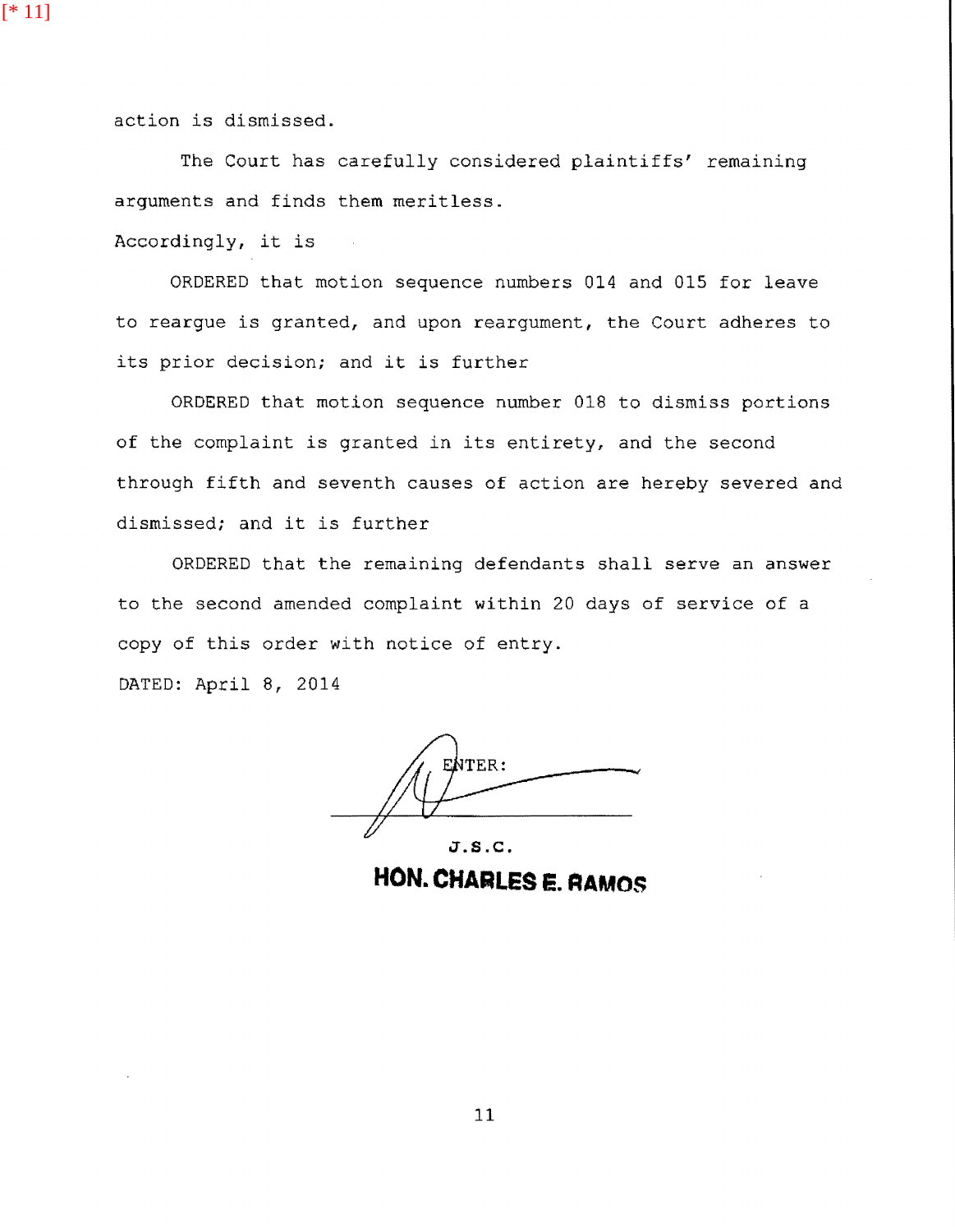action is dismissed.

The Court has carefully considered plaintiffs' remaining arguments and finds them meritless.

Accordingly, it is

ORDERED that motion sequence numbers 014 and 015 for leave to reargue is granted, and upon reargument, the Court adheres to its prior decision; and it is further

ORDERED that motion sequence number 018 to dismiss portions of the complaint is granted in its entirety, and the second through fifth and seventh causes of action are hereby severed and dismissed; and it is further

ORDERED that the remaining defendants shall serve an answer to the second amended complaint within 20 days of service of a copy of this order with notice of entry.

DATED: April 8, 2014

ENTER:

J.S.C.

**HON. CHARLES E. RAMOS**